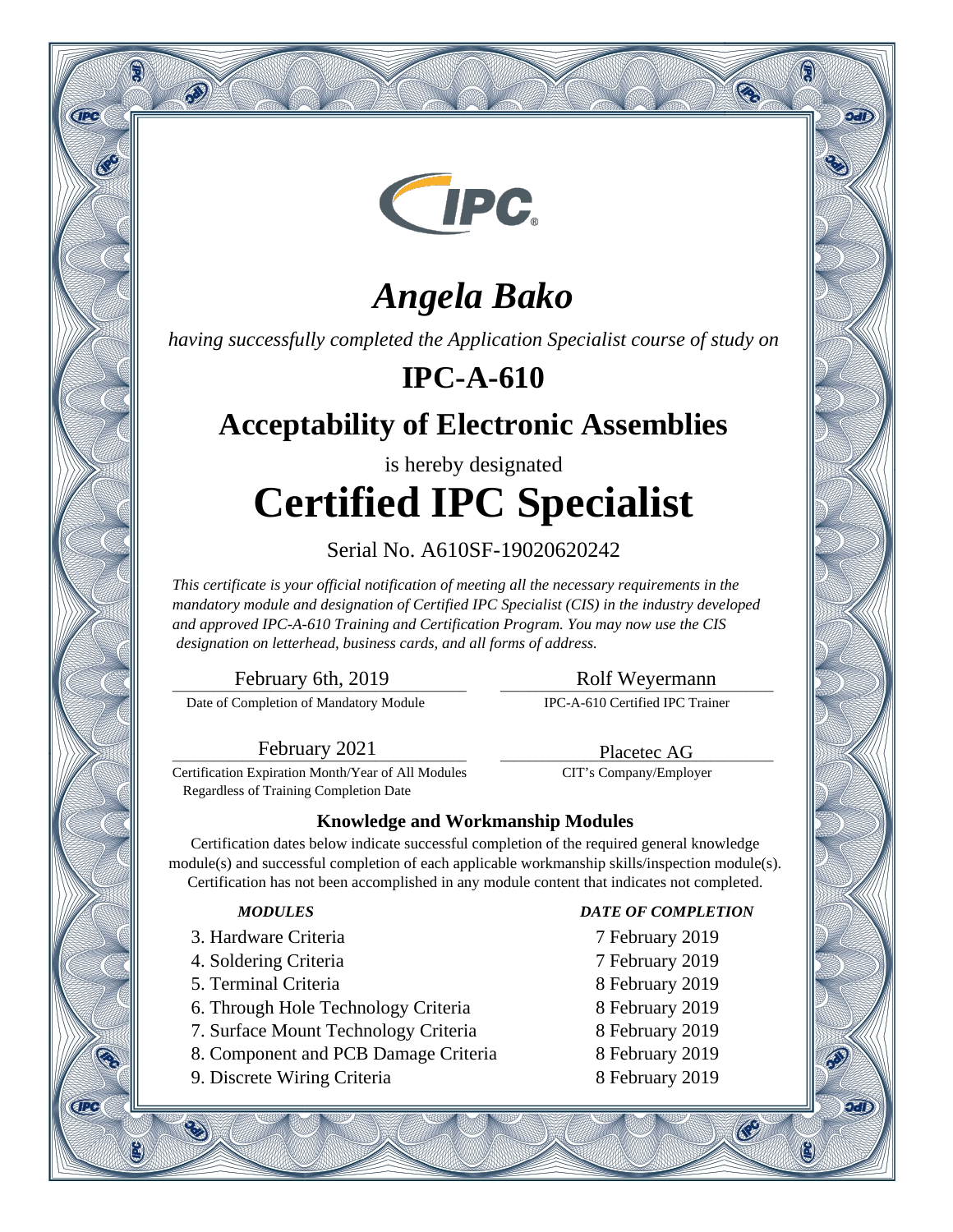# *Angela Bako*

*having successfully completed the Application Specialist course of study on*

## IPC-A-610

## Acceptability of Electronic Assemblies

is hereby designated

# Certified IPC Specialist

Serial No. A610SF-19020620242

*This certificate is your official notification of meeting all the necessary requirements in the mandatory module and designation of Certified IPC Specialist (CIS) in the industry developed and approved IPC-A-610 Training and Certification Program. You may now use the CIS designation on letterhead, business cards, and all forms of address.*

February 6th, 2019
Date of Completion of Mandatory Module

Rolf Weyermann
IPC-A-610 Certified IPC Trainer

February 2021
Certification Expiration Month/Year of All Modules Regardless of Training Completion Date

Placetec AG
CIT's Company/Employer

### Knowledge and Workmanship Modules

Certification dates below indicate successful completion of the required general knowledge module(s) and successful completion of each applicable workmanship skills/inspection module(s). Certification has not been accomplished in any module content that indicates not completed.

| *MODULES* | *DATE OF COMPLETION* |
| --- | --- |
| 3. Hardware Criteria | 7 February 2019 |
| 4. Soldering Criteria | 7 February 2019 |
| 5. Terminal Criteria | 8 February 2019 |
| 6. Through Hole Technology Criteria | 8 February 2019 |
| 7. Surface Mount Technology Criteria | 8 February 2019 |
| 8. Component and PCB Damage Criteria | 8 February 2019 |
| 9. Discrete Wiring Criteria | 8 February 2019 |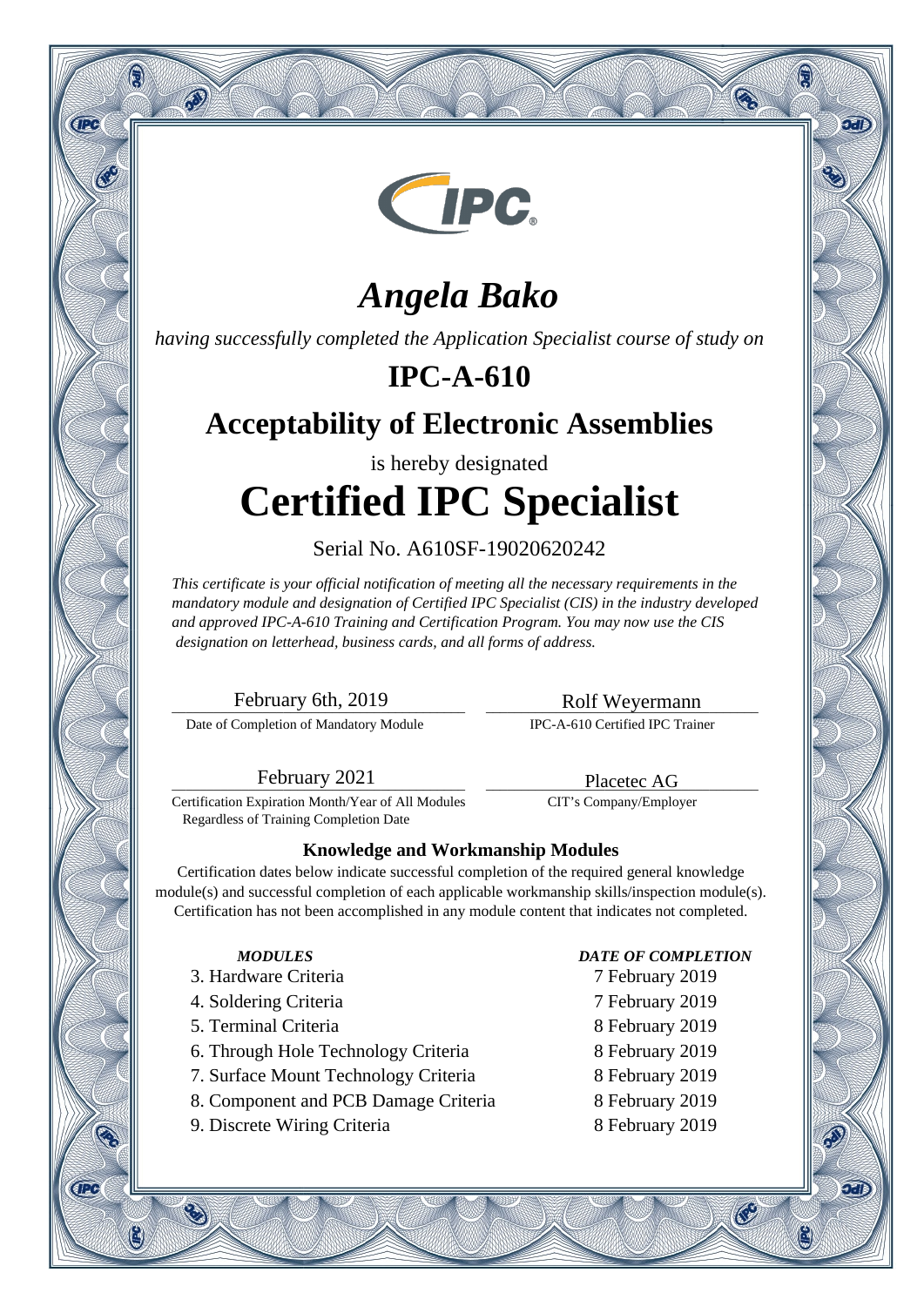# *Angela Bako*

*having successfully completed the Application Specialist course of study on*

## IPC-A-610

## Acceptability of Electronic Assemblies

is hereby designated

# Certified IPC Specialist

Serial No. A610SF-19020620242

*This certificate is your official notification of meeting all the necessary requirements in the mandatory module and designation of Certified IPC Specialist (CIS) in the industry developed and approved IPC-A-610 Training and Certification Program. You may now use the CIS designation on letterhead, business cards, and all forms of address.*

February 6th, 2019
Date of Completion of Mandatory Module

Rolf Weyermann
IPC-A-610 Certified IPC Trainer

February 2021
Certification Expiration Month/Year of All Modules Regardless of Training Completion Date

Placetec AG
CIT's Company/Employer

**Knowledge and Workmanship Modules**

Certification dates below indicate successful completion of the required general knowledge module(s) and successful completion of each applicable workmanship skills/inspection module(s). Certification has not been accomplished in any module content that indicates not completed.

| *MODULES* | *DATE OF COMPLETION* |
|---|---|
| 3. Hardware Criteria | 7 February 2019 |
| 4. Soldering Criteria | 7 February 2019 |
| 5. Terminal Criteria | 8 February 2019 |
| 6. Through Hole Technology Criteria | 8 February 2019 |
| 7. Surface Mount Technology Criteria | 8 February 2019 |
| 8. Component and PCB Damage Criteria | 8 February 2019 |
| 9. Discrete Wiring Criteria | 8 February 2019 |